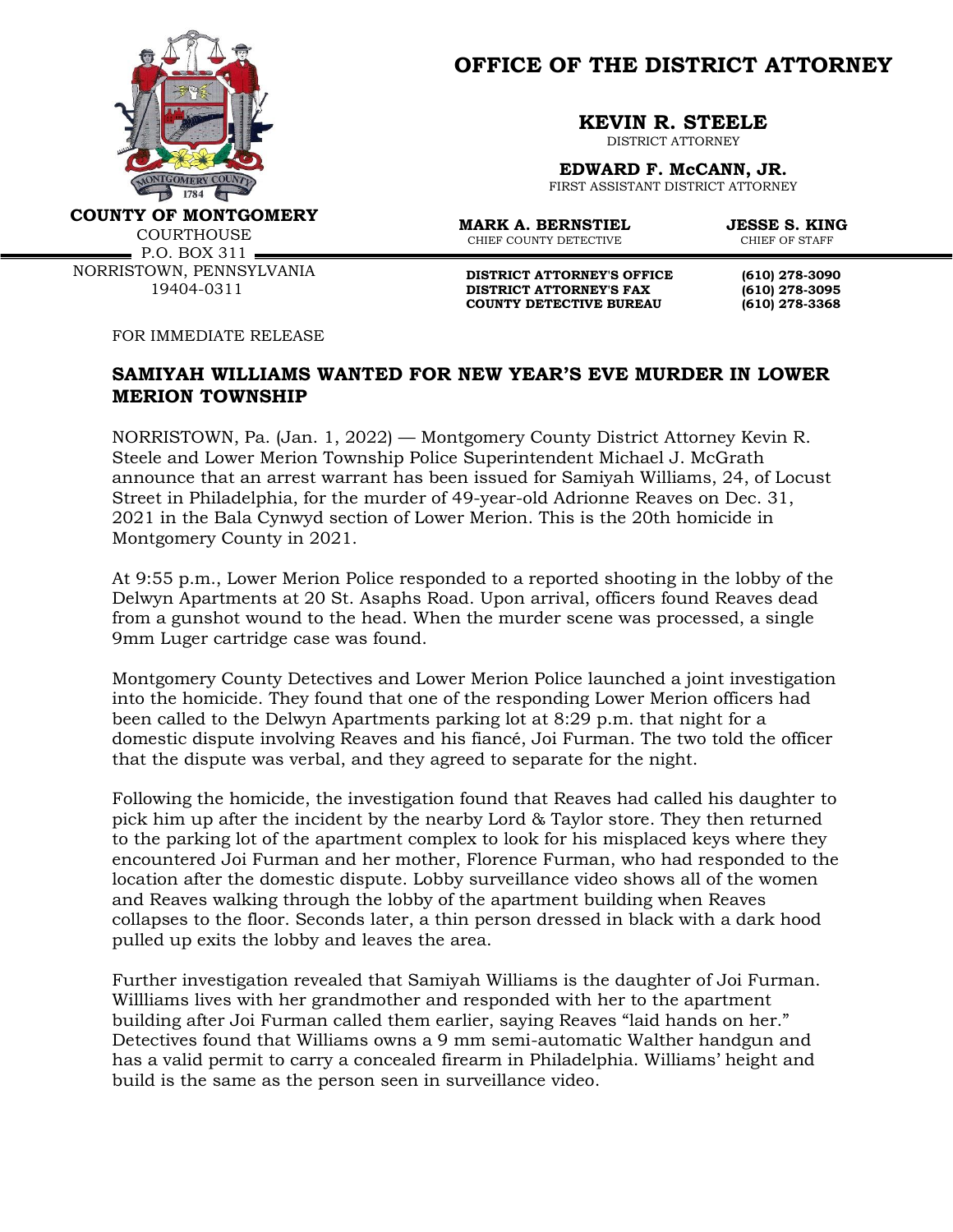# OFFICE OF THE DISTRICT ATTORNEY

**COUNTY OF MONTGOMERY**
COURTHOUSE
P.O. BOX 311
NORRISTOWN, PENNSYLVANIA
19404-0311

**KEVIN R. STEELE**
DISTRICT ATTORNEY

**EDWARD F. McCANN, JR.**
FIRST ASSISTANT DISTRICT ATTORNEY

**MARK A. BERNSTIEL**
CHIEF COUNTY DETECTIVE

**JESSE S. KING**
CHIEF OF STAFF

**DISTRICT ATTORNEY'S OFFICE** (610) 278-3090
**DISTRICT ATTORNEY'S FAX** (610) 278-3095
**COUNTY DETECTIVE BUREAU** (610) 278-3368

FOR IMMEDIATE RELEASE

## SAMIYAH WILLIAMS WANTED FOR NEW YEAR'S EVE MURDER IN LOWER MERION TOWNSHIP

NORRISTOWN, Pa. (Jan. 1, 2022) — Montgomery County District Attorney Kevin R. Steele and Lower Merion Township Police Superintendent Michael J. McGrath announce that an arrest warrant has been issued for Samiyah Williams, 24, of Locust Street in Philadelphia, for the murder of 49-year-old Adrionne Reaves on Dec. 31, 2021 in the Bala Cynwyd section of Lower Merion. This is the 20th homicide in Montgomery County in 2021.

At 9:55 p.m., Lower Merion Police responded to a reported shooting in the lobby of the Delwyn Apartments at 20 St. Asaphs Road. Upon arrival, officers found Reaves dead from a gunshot wound to the head. When the murder scene was processed, a single 9mm Luger cartridge case was found.

Montgomery County Detectives and Lower Merion Police launched a joint investigation into the homicide. They found that one of the responding Lower Merion officers had been called to the Delwyn Apartments parking lot at 8:29 p.m. that night for a domestic dispute involving Reaves and his fiancé, Joi Furman. The two told the officer that the dispute was verbal, and they agreed to separate for the night.

Following the homicide, the investigation found that Reaves had called his daughter to pick him up after the incident by the nearby Lord & Taylor store. They then returned to the parking lot of the apartment complex to look for his misplaced keys where they encountered Joi Furman and her mother, Florence Furman, who had responded to the location after the domestic dispute. Lobby surveillance video shows all of the women and Reaves walking through the lobby of the apartment building when Reaves collapses to the floor. Seconds later, a thin person dressed in black with a dark hood pulled up exits the lobby and leaves the area.

Further investigation revealed that Samiyah Williams is the daughter of Joi Furman. Willliams lives with her grandmother and responded with her to the apartment building after Joi Furman called them earlier, saying Reaves "laid hands on her." Detectives found that Williams owns a 9 mm semi-automatic Walther handgun and has a valid permit to carry a concealed firearm in Philadelphia. Williams' height and build is the same as the person seen in surveillance video.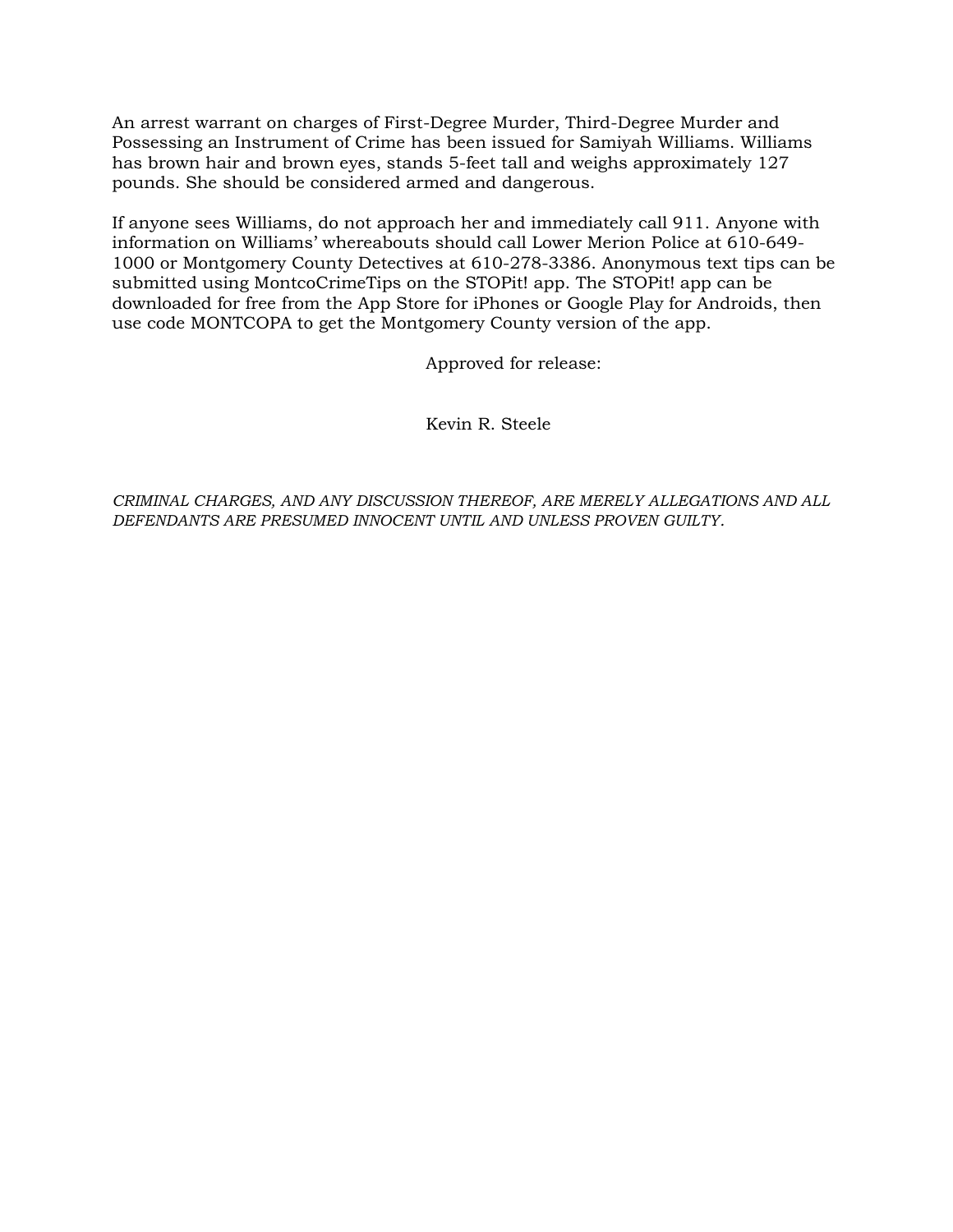An arrest warrant on charges of First-Degree Murder, Third-Degree Murder and Possessing an Instrument of Crime has been issued for Samiyah Williams. Williams has brown hair and brown eyes, stands 5-feet tall and weighs approximately 127 pounds. She should be considered armed and dangerous.

If anyone sees Williams, do not approach her and immediately call 911. Anyone with information on Williams' whereabouts should call Lower Merion Police at 610-649-1000 or Montgomery County Detectives at 610-278-3386. Anonymous text tips can be submitted using MontcoCrimeTips on the STOPit! app. The STOPit! app can be downloaded for free from the App Store for iPhones or Google Play for Androids, then use code MONTCOPA to get the Montgomery County version of the app.

Approved for release:

Kevin R. Steele

*CRIMINAL CHARGES, AND ANY DISCUSSION THEREOF, ARE MERELY ALLEGATIONS AND ALL DEFENDANTS ARE PRESUMED INNOCENT UNTIL AND UNLESS PROVEN GUILTY.*